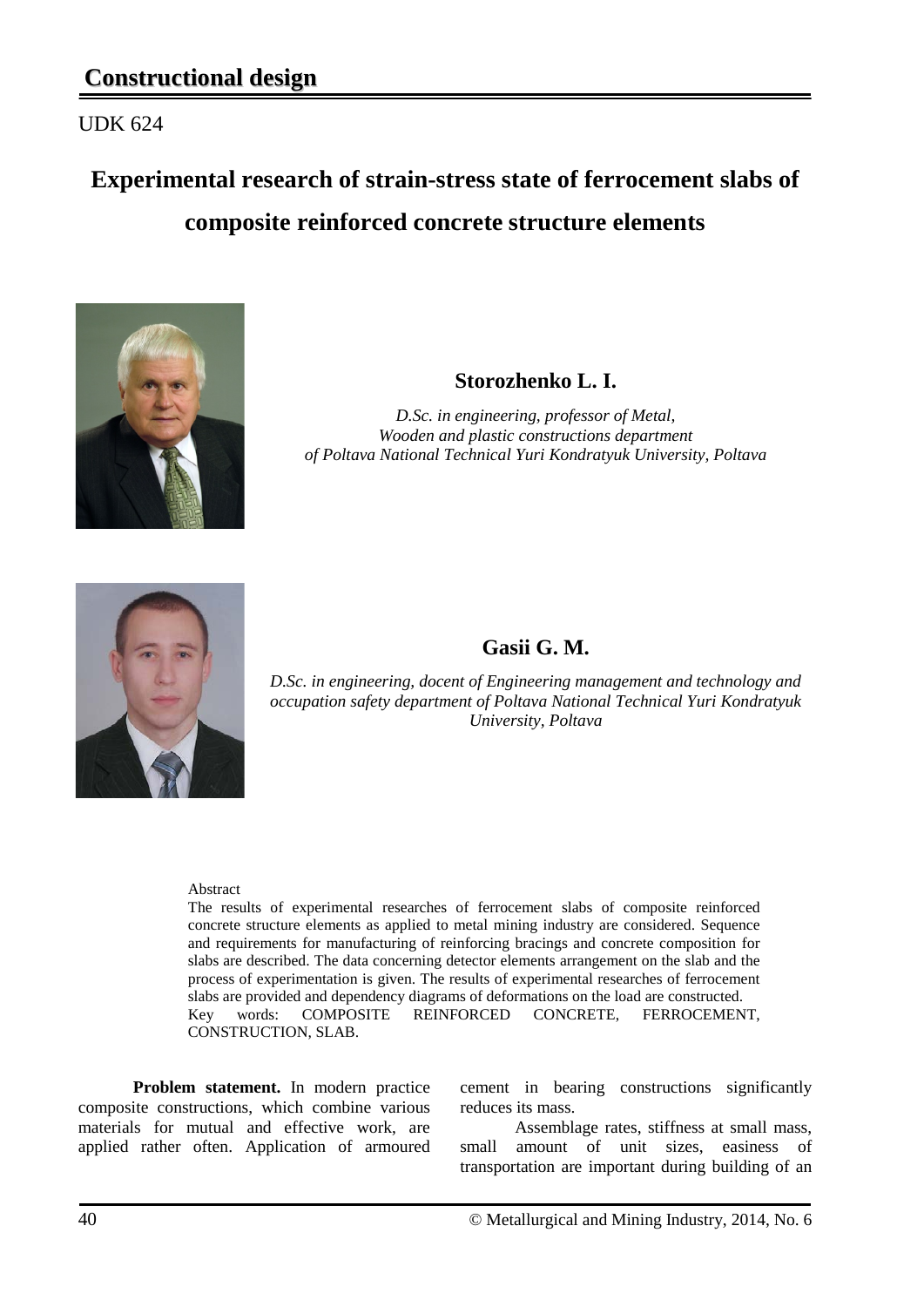# Constructional design

UDK 624

## Experimental research of strain-stress state of ferrocement slabs of composite reinforced concrete structure elements

**Storozhenko L. I.**

*D.Sc. in engineering, professor of Metal, Wooden and plastic constructions department of Poltava National Technical Yuri Kondratyuk University, Poltava*

**Gasii G. M.**

*D.Sc. in engineering, docent of Engineering management and technology and occupation safety department of Poltava National Technical Yuri Kondratyuk University, Poltava*

Abstract

The results of experimental researches of ferrocement slabs of composite reinforced concrete structure elements as applied to metal mining industry are considered. Sequence and requirements for manufacturing of reinforcing bracings and concrete composition for slabs are described. The data concerning detector elements arrangement on the slab and the process of experimentation is given. The results of experimental researches of ferrocement slabs are provided and dependency diagrams of deformations on the load are constructed.

Key words: COMPOSITE REINFORCED CONCRETE, FERROCEMENT, CONSTRUCTION, SLAB.

**Problem statement.** In modern practice composite constructions, which combine various materials for mutual and effective work, are applied rather often. Application of armoured cement in bearing constructions significantly reduces its mass.

Assemblage rates, stiffness at small mass, small amount of unit sizes, easiness of transportation are important during building of an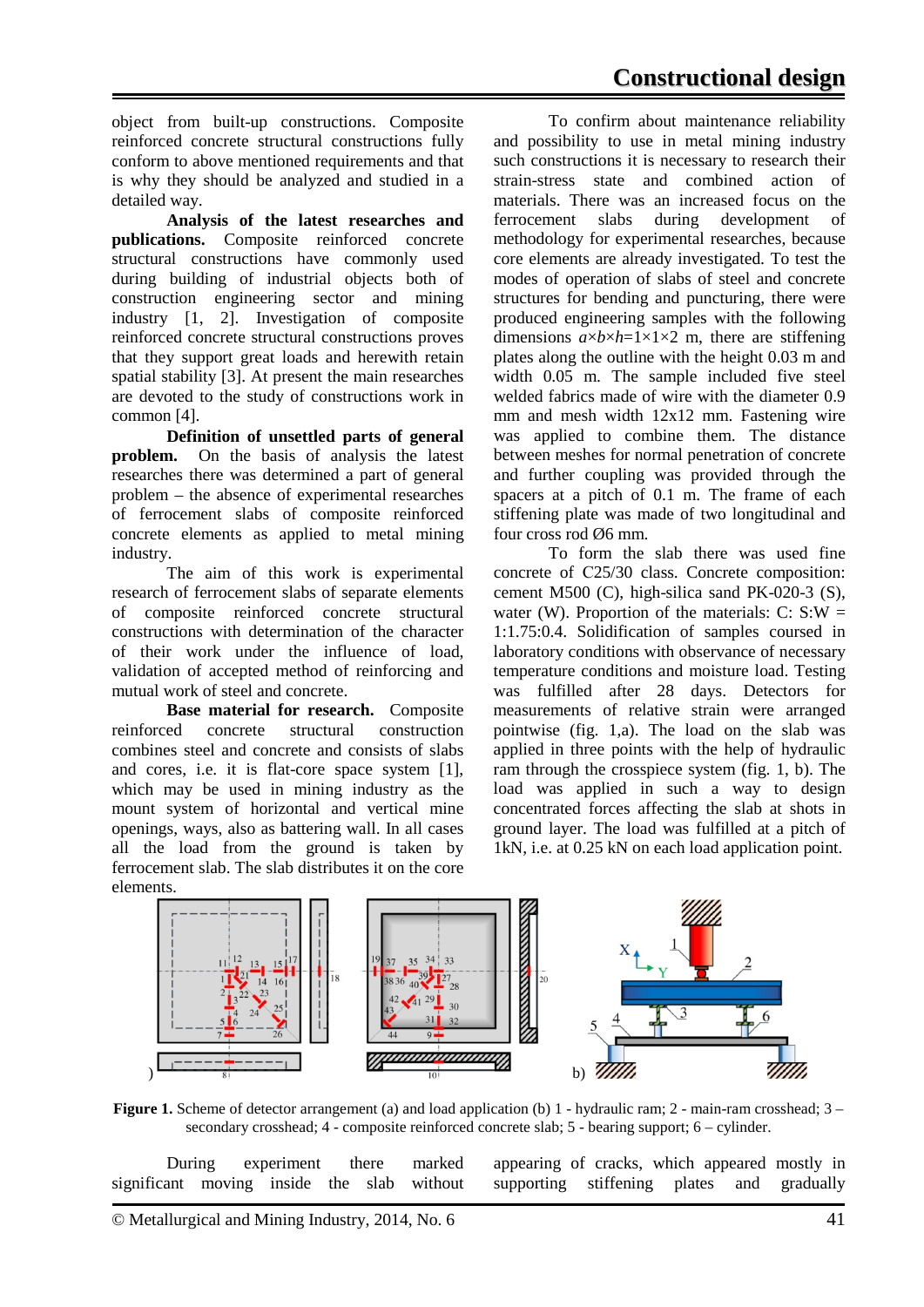object from built-up constructions. Composite reinforced concrete structural constructions fully conform to above mentioned requirements and that is why they should be analyzed and studied in a detailed way.

**Analysis of the latest researches and publications.** Composite reinforced concrete structural constructions have commonly used during building of industrial objects both of construction engineering sector and mining industry [1, 2]. Investigation of composite reinforced concrete structural constructions proves that they support great loads and herewith retain spatial stability [3]. At present the main researches are devoted to the study of constructions work in common [4].

**Definition of unsettled parts of general problem.** On the basis of analysis the latest researches there was determined a part of general problem – the absence of experimental researches of ferrocement slabs of composite reinforced concrete elements as applied to metal mining industry.

The aim of this work is experimental research of ferrocement slabs of separate elements of composite reinforced concrete structural constructions with determination of the character of their work under the influence of load, validation of accepted method of reinforcing and mutual work of steel and concrete.

**Base material for research.** Composite reinforced concrete structural construction combines steel and concrete and consists of slabs and cores, i.e. it is flat-core space system [1], which may be used in mining industry as the mount system of horizontal and vertical mine openings, ways, also as battering wall. In all cases all the load from the ground is taken by ferrocement slab. The slab distributes it on the core elements.

To confirm about maintenance reliability and possibility to use in metal mining industry such constructions it is necessary to research their strain-stress state and combined action of materials. There was an increased focus on the ferrocement slabs during development of methodology for experimental researches, because core elements are already investigated. To test the modes of operation of slabs of steel and concrete structures for bending and puncturing, there were produced engineering samples with the following dimensions $a \times b \times h = 1 \times 1 \times 2$ m, there are stiffening plates along the outline with the height 0.03 m and width 0.05 m. The sample included five steel welded fabrics made of wire with the diameter 0.9 mm and mesh width 12x12 mm. Fastening wire was applied to combine them. The distance between meshes for normal penetration of concrete and further coupling was provided through the spacers at a pitch of 0.1 m. The frame of each stiffening plate was made of two longitudinal and four cross rod Ø6 mm.

To form the slab there was used fine concrete of C25/30 class. Concrete composition: cement M500 (C), high-silica sand PK-020-3 (S), water (W). Proportion of the materials: C: S:W = 1:1.75:0.4. Solidification of samples coursed in laboratory conditions with observance of necessary temperature conditions and moisture load. Testing was fulfilled after 28 days. Detectors for measurements of relative strain were arranged pointwise (fig. 1,a). The load on the slab was applied in three points with the help of hydraulic ram through the crosspiece system (fig. 1, b). The load was applied in such a way to design concentrated forces affecting the slab at shots in ground layer. The load was fulfilled at a pitch of 1kN, i.e. at 0.25 kN on each load application point.

**Figure 1.** Scheme of detector arrangement (a) and load application (b) 1 - hydraulic ram; 2 - main-ram crosshead; 3 – secondary crosshead; 4 - composite reinforced concrete slab; 5 - bearing support; 6 – cylinder.

During experiment there marked significant moving inside the slab without appearing of cracks, which appeared mostly in supporting stiffening plates and gradually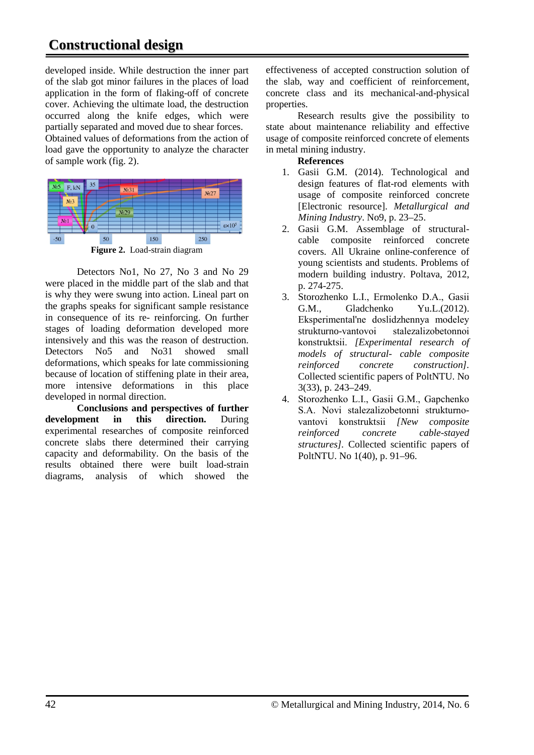developed inside. While destruction the inner part of the slab got minor failures in the places of load application in the form of flaking-off of concrete cover. Achieving the ultimate load, the destruction occurred along the knife edges, which were partially separated and moved due to shear forces. Obtained values of deformations from the action of load gave the opportunity to analyze the character of sample work (fig. 2).

№5 F, kN 35
№31
№27
№3
№29
№1
0
ε×10⁵
-50 50 150 250

**Figure 2.** Load-strain diagram

Detectors No1, No 27, No 3 and No 29 were placed in the middle part of the slab and that is why they were swung into action. Lineal part on the graphs speaks for significant sample resistance in consequence of its re- reinforcing. On further stages of loading deformation developed more intensively and this was the reason of destruction. Detectors No5 and No31 showed small deformations, which speaks for late commissioning because of location of stiffening plate in their area, more intensive deformations in this place developed in normal direction.

**Conclusions and perspectives of further development in this direction.** During experimental researches of composite reinforced concrete slabs there determined their carrying capacity and deformability. On the basis of the results obtained there were built load-strain diagrams, analysis of which showed the effectiveness of accepted construction solution of the slab, way and coefficient of reinforcement, concrete class and its mechanical-and-physical properties.

Research results give the possibility to state about maintenance reliability and effective usage of composite reinforced concrete of elements in metal mining industry.

**References**

1. Gasii G.M. (2014). Technological and design features of flat-rod elements with usage of composite reinforced concrete [Electronic resource]. *Metallurgical and Mining Industry*. No9, p. 23–25.
2. Gasii G.M. Assemblage of structural-cable composite reinforced concrete covers. All Ukraine online-conference of young scientists and students. Problems of modern building industry. Poltava, 2012, p. 274-275.
3. Storozhenko L.I., Ermolenko D.A., Gasii G.M., Gladchenko Yu.L.(2012). Eksperimental'ne doslidzhennya modeley strukturno-vantovoi stalezalizobetonnoi konstruktsii. *[Experimental research of models of structural- cable composite reinforced concrete construction]*. Collected scientific papers of PoltNTU. No 3(33), p. 243–249.
4. Storozhenko L.I., Gasii G.M., Gapchenko S.A. Novi stalezalizobetonni strukturno-vantovi konstruktsii *[New composite reinforced concrete cable-stayed structures]*. Collected scientific papers of PoltNTU. No 1(40), p. 91–96.